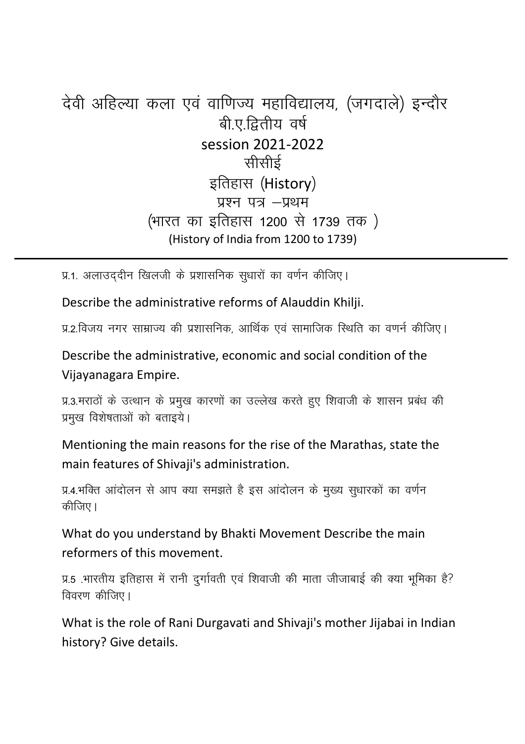# देवी अहिल्या कला एवं वाणिज्य महाविद्यालय, (जगदाले) इन्दौर

## बी.ए.द्वितीय वर्ष

## session 2021-2022

## सीसीई

## इतिहास (History)

## प्रश्न पत्र –प्रथम

## (भारत का इतिहास 1200 से 1739 तक )

### (History of India from 1200 to 1739)

---

प्र.1. अलाउद्दीन खिलजी के प्रशासनिक सुधारों का वर्णन कीजिए।

Describe the administrative reforms of Alauddin Khilji.

प्र.2.विजय नगर साम्राज्य की प्रशासनिक, आर्थिक एवं सामाजिक स्थिति का वणर्न कीजिए।

Describe the administrative, economic and social condition of the Vijayanagara Empire.

प्र.3.मराठों के उत्थान के प्रमुख कारणों का उल्लेख करते हुए शिवाजी के शासन प्रबंध की प्रमुख विशेषताओं को बताइये।

Mentioning the main reasons for the rise of the Marathas, state the main features of Shivaji's administration.

प्र.4.भक्ति आंदोलन से आप क्या समझते है इस आंदोलन के मुख्य सुधारकों का वर्णन कीजिए।

What do you understand by Bhakti Movement Describe the main reformers of this movement.

प्र.5 .भारतीय इतिहास में रानी दुर्गावती एवं शिवाजी की माता जीजाबाई की क्या भूमिका है? विवरण कीजिए।

What is the role of Rani Durgavati and Shivaji's mother Jijabai in Indian history? Give details.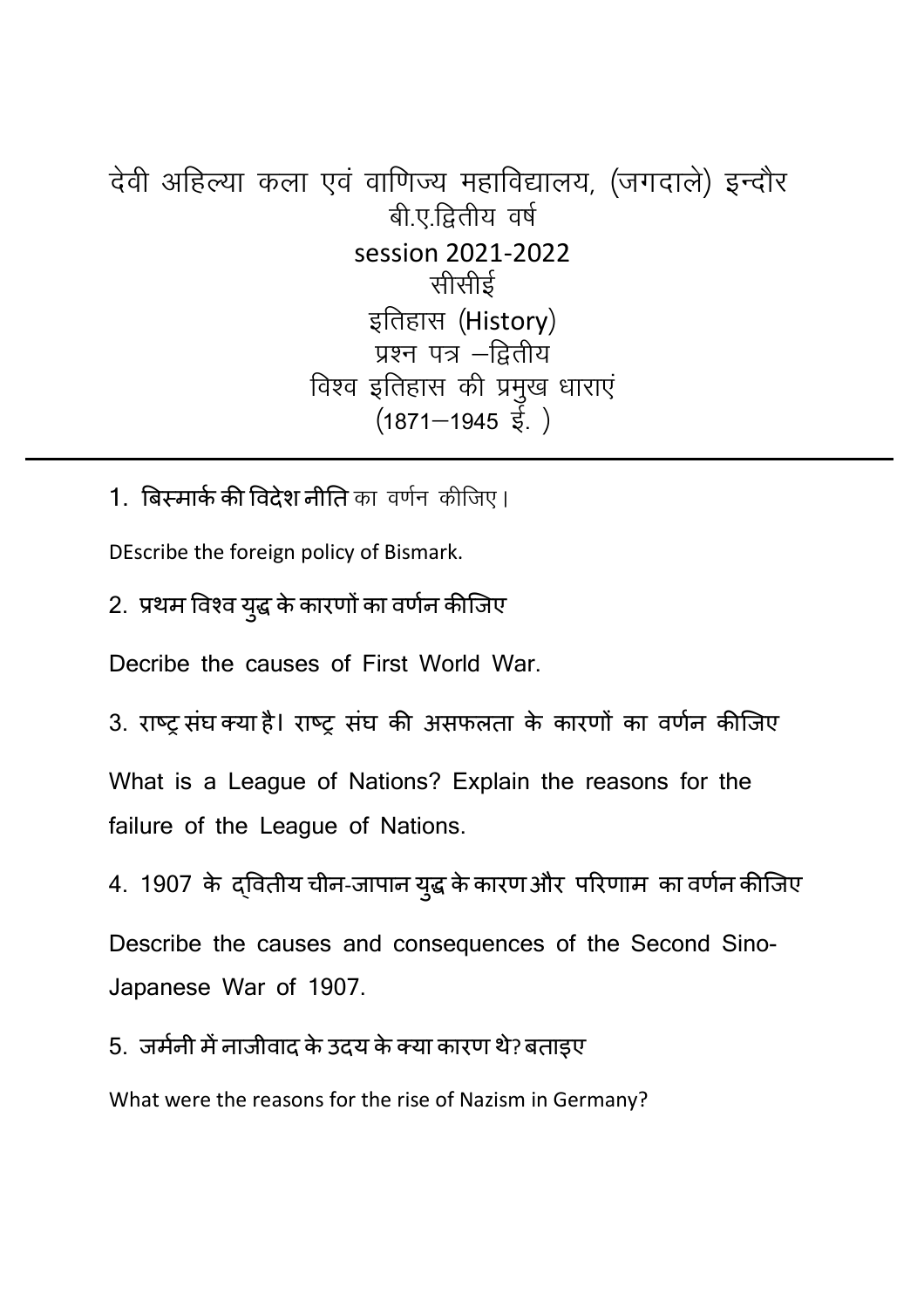# देवी अहिल्या कला एवं वाणिज्य महाविद्यालय, (जगदाले) इन्दौर

बी.ए.द्वितीय वर्ष

session 2021-2022

सीसीई

इतिहास (History)

प्रश्न पत्र –द्वितीय

विश्व इतिहास की प्रमुख धाराएं

(1871–1945 ई. )

---

1. **बिस्मार्क की विदेश नीति** का वर्णन कीजिए।

DEscribe the foreign policy of Bismark.

2. **प्रथम विश्व युद्ध के कारणों का वर्णन कीजिए**

Decribe the causes of First World War.

3. राष्ट्र संघ क्या है। राष्ट्र संघ की असफलता के कारणों का वर्णन कीजिए

What is a League of Nations? Explain the reasons for the failure of the League of Nations.

4. 1907 के द्वितीय चीन-जापान युद्ध के कारण और परिणाम का वर्णन कीजिए

Describe the causes and consequences of the Second Sino-Japanese War of 1907.

5. जर्मनी में नाजीवाद के उदय के क्या कारण थे? बताइए

What were the reasons for the rise of Nazism in Germany?